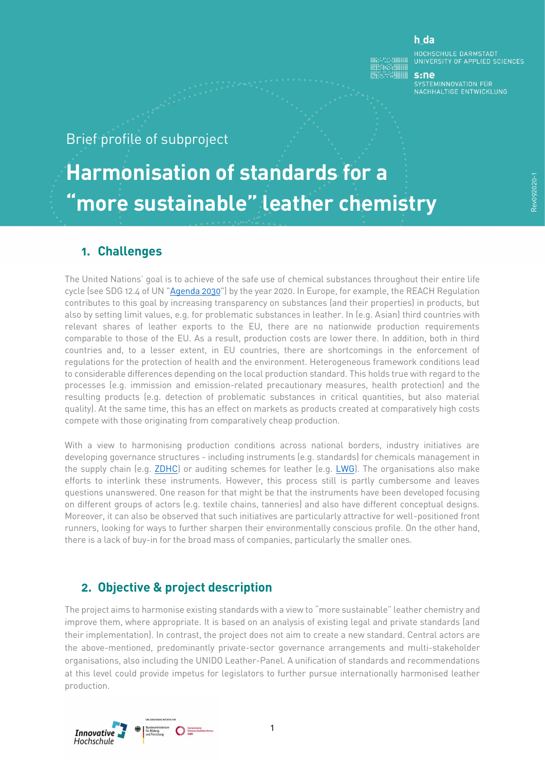Brief profile of subproject

# Harmonisation of standards for a "more sustainable" leather chemistry

## 1. Challenges

The United Nations' goal is to achieve of the safe use of chemical substances throughout their entire life cycle (see SDG 12.4 of UN "Agenda 2030") by the year 2020. In Europe, for example, the REACH Regulation contributes to this goal by increasing transparency on substances (and their properties) in products, but also by setting limit values, e.g. for problematic substances in leather. In (e.g. Asian) third countries with relevant shares of leather exports to the EU, there are no nationwide production requirements comparable to those of the EU. As a result, production costs are lower there. In addition, both in third countries and, to a lesser extent, in EU countries, there are shortcomings in the enforcement of regulations for the protection of health and the environment. Heterogeneous framework conditions lead to considerable differences depending on the local production standard. This holds true with regard to the processes (e.g. immission and emission-related precautionary measures, health protection) and the resulting products (e.g. detection of problematic substances in critical quantities, but also material quality). At the same time, this has an effect on markets as products created at comparatively high costs compete with those originating from comparatively cheap production.

With a view to harmonising production conditions across national borders, industry initiatives are developing governance structures - including instruments (e.g. standards) for chemicals management in the supply chain (e.g. ZDHC) or auditing schemes for leather (e.g. LWG). The organisations also make efforts to interlink these instruments. However, this process still is partly cumbersome and leaves questions unanswered. One reason for that might be that the instruments have been developed focusing on different groups of actors (e.g. textile chains, tanneries) and also have different conceptual designs. Moreover, it can also be observed that such initiatives are particularly attractive for well-positioned front runners, looking for ways to further sharpen their environmentally conscious profile. On the other hand, there is a lack of buy-in for the broad mass of companies, particularly the smaller ones.

## 2. Objective & project description

The project aims to harmonise existing standards with a view to "more sustainable" leather chemistry and improve them, where appropriate. It is based on an analysis of existing legal and private standards (and their implementation). In contrast, the project does not aim to create a new standard. Central actors are the above-mentioned, predominantly private-sector governance arrangements and multi-stakeholder organisations, also including the UNIDO Leather-Panel. A unification of standards and recommendations at this level could provide impetus for legislators to further pursue internationally harmonised leather production.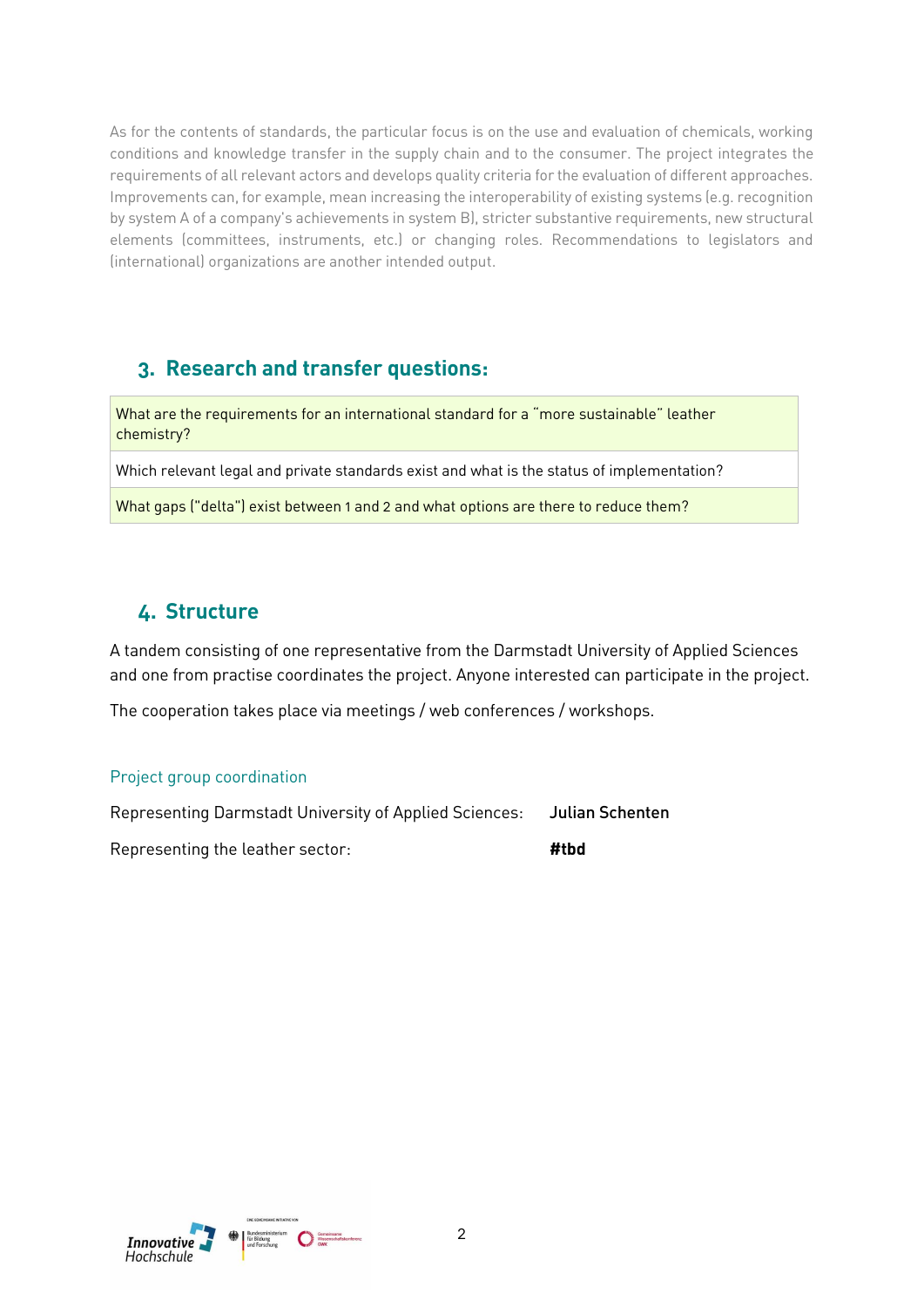As for the contents of standards, the particular focus is on the use and evaluation of chemicals, working conditions and knowledge transfer in the supply chain and to the consumer. The project integrates the requirements of all relevant actors and develops quality criteria for the evaluation of different approaches. Improvements can, for example, mean increasing the interoperability of existing systems (e.g. recognition by system A of a company's achievements in system B), stricter substantive requirements, new structural elements (committees, instruments, etc.) or changing roles. Recommendations to legislators and (international) organizations are another intended output.

## 3. Research and transfer questions:

| What are the requirements for an international standard for a "more sustainable" leather chemistry? |
|---|
| Which relevant legal and private standards exist and what is the status of implementation? |
| What gaps ("delta") exist between 1 and 2 and what options are there to reduce them? |

## 4. Structure

A tandem consisting of one representative from the Darmstadt University of Applied Sciences and one from practise coordinates the project. Anyone interested can participate in the project.

The cooperation takes place via meetings / web conferences / workshops.

### Project group coordination

Representing Darmstadt University of Applied Sciences: **Julian Schenten**

Representing the leather sector: **#tbd**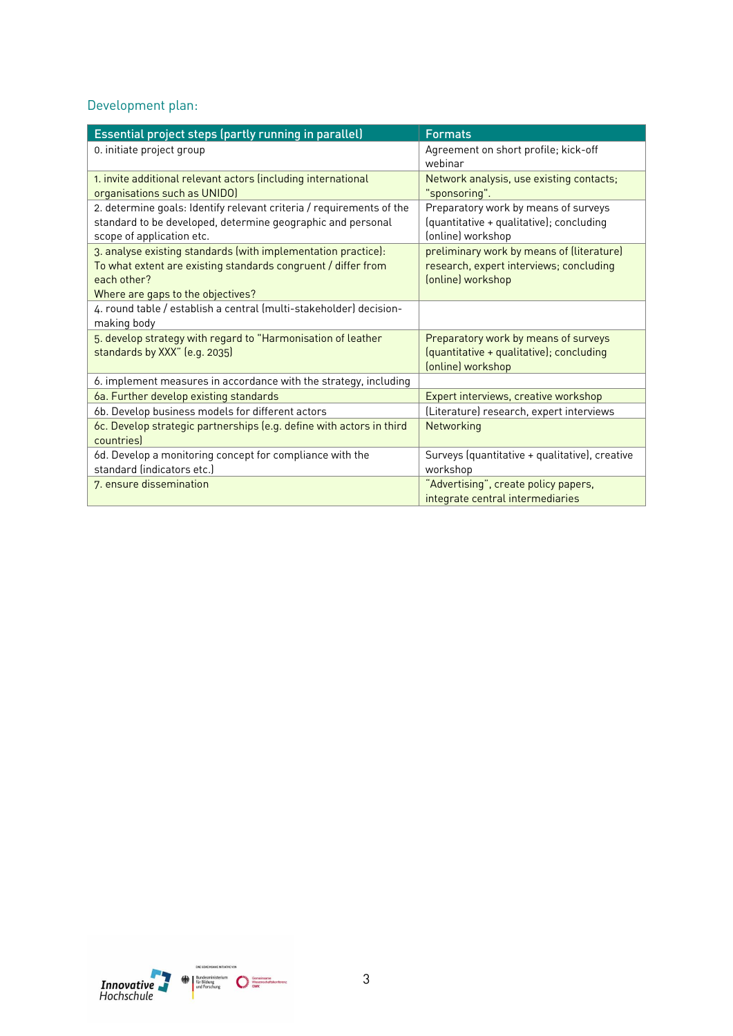Development plan:

| Essential project steps (partly running in parallel) | Formats |
|---|---|
| 0. initiate project group | Agreement on short profile; kick-off webinar |
| 1. invite additional relevant actors (including international organisations such as UNIDO) | Network analysis, use existing contacts; "sponsoring". |
| 2. determine goals: Identify relevant criteria / requirements of the standard to be developed, determine geographic and personal scope of application etc. | Preparatory work by means of surveys (quantitative + qualitative); concluding (online) workshop |
| 3. analyse existing standards (with implementation practice): To what extent are existing standards congruent / differ from each other? Where are gaps to the objectives? | preliminary work by means of (literature) research, expert interviews; concluding (online) workshop |
| 4. round table / establish a central (multi-stakeholder) decision-making body | |
| 5. develop strategy with regard to "Harmonisation of leather standards by XXX" (e.g. 2035) | Preparatory work by means of surveys (quantitative + qualitative); concluding (online) workshop |
| 6. implement measures in accordance with the strategy, including | |
| 6a. Further develop existing standards | Expert interviews, creative workshop |
| 6b. Develop business models for different actors | (Literature) research, expert interviews |
| 6c. Develop strategic partnerships (e.g. define with actors in third countries) | Networking |
| 6d. Develop a monitoring concept for compliance with the standard (indicators etc.) | Surveys (quantitative + qualitative), creative workshop |
| 7. ensure dissemination | "Advertising", create policy papers, integrate central intermediaries |